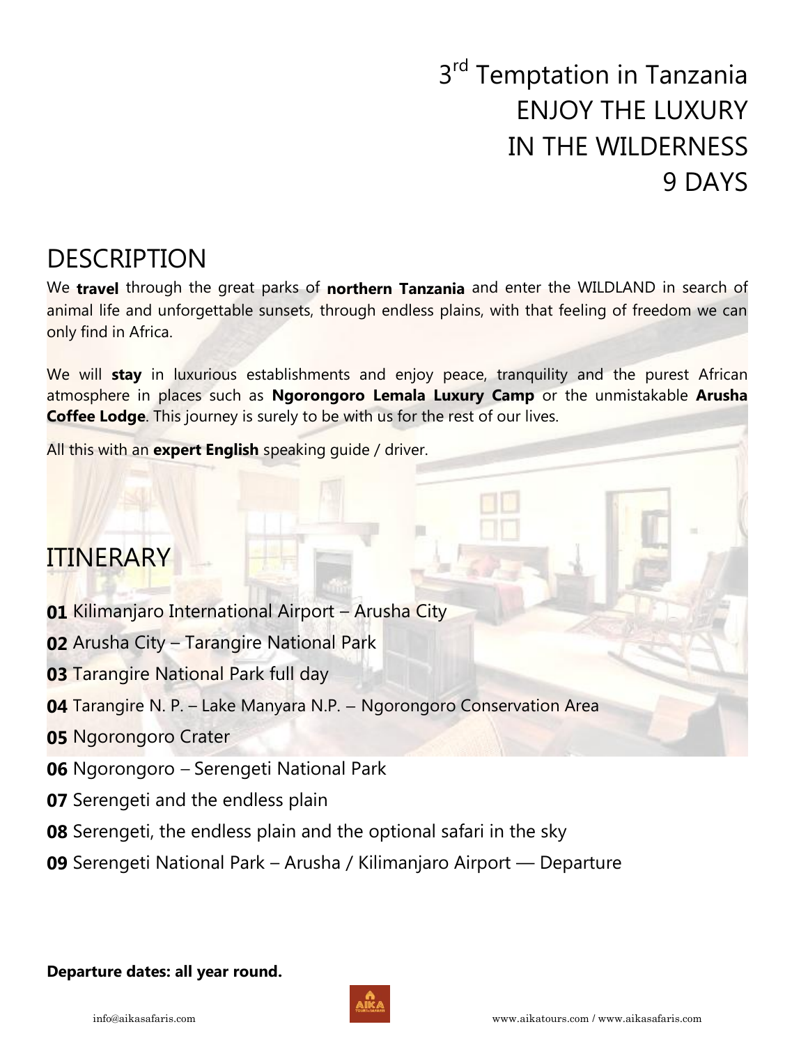# 3rd Temptation in Tanzania
# ENJOY THE LUXURY IN THE WILDERNESS
# 9 DAYS

## DESCRIPTION

We **travel** through the great parks of **northern Tanzania** and enter the WILDLAND in search of animal life and unforgettable sunsets, through endless plains, with that feeling of freedom we can only find in Africa.

We will **stay** in luxurious establishments and enjoy peace, tranquility and the purest African atmosphere in places such as **Ngorongoro Lemala Luxury Camp** or the unmistakable **Arusha Coffee Lodge**. This journey is surely to be with us for the rest of our lives.

All this with an **expert English** speaking guide / driver.

## ITINERARY

**01** Kilimanjaro International Airport – Arusha City

**02** Arusha City – Tarangire National Park

**03** Tarangire National Park full day

**04** Tarangire N. P. – Lake Manyara N.P. – Ngorongoro Conservation Area

**05** Ngorongoro Crater

**06** Ngorongoro – Serengeti National Park

**07** Serengeti and the endless plain

**08** Serengeti, the endless plain and the optional safari in the sky

**09** Serengeti National Park – Arusha / Kilimanjaro Airport — Departure

**Departure dates: all year round.**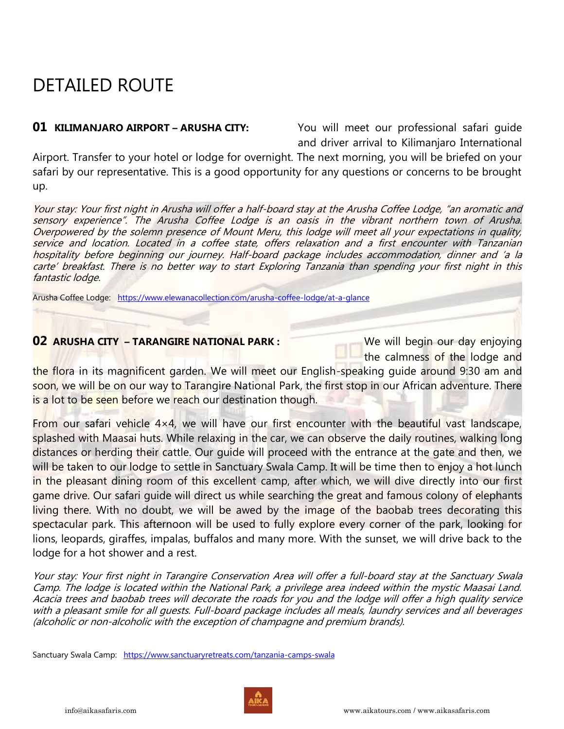# DETAILED ROUTE

**01 KILIMANJARO AIRPORT – ARUSHA CITY:** You will meet our professional safari guide and driver arrival to Kilimanjaro International Airport. Transfer to your hotel or lodge for overnight. The next morning, you will be briefed on your safari by our representative. This is a good opportunity for any questions or concerns to be brought up.

*Your stay: Your first night in Arusha will offer a half-board stay at the Arusha Coffee Lodge, "an aromatic and sensory experience". The Arusha Coffee Lodge is an oasis in the vibrant northern town of Arusha. Overpowered by the solemn presence of Mount Meru, this lodge will meet all your expectations in quality, service and location. Located in a coffee state, offers relaxation and a first encounter with Tanzanian hospitality before beginning our journey. Half-board package includes accommodation, dinner and 'a la carte' breakfast. There is no better way to start Exploring Tanzania than spending your first night in this fantastic lodge.*

Arusha Coffee Lodge: https://www.elewanacollection.com/arusha-coffee-lodge/at-a-glance

**02 ARUSHA CITY – TARANGIRE NATIONAL PARK :** We will begin our day enjoying the calmness of the lodge and the flora in its magnificent garden. We will meet our English-speaking guide around 9:30 am and soon, we will be on our way to Tarangire National Park, the first stop in our African adventure. There is a lot to be seen before we reach our destination though.

From our safari vehicle 4×4, we will have our first encounter with the beautiful vast landscape, splashed with Maasai huts. While relaxing in the car, we can observe the daily routines, walking long distances or herding their cattle. Our guide will proceed with the entrance at the gate and then, we will be taken to our lodge to settle in Sanctuary Swala Camp. It will be time then to enjoy a hot lunch in the pleasant dining room of this excellent camp, after which, we will dive directly into our first game drive. Our safari guide will direct us while searching the great and famous colony of elephants living there. With no doubt, we will be awed by the image of the baobab trees decorating this spectacular park. This afternoon will be used to fully explore every corner of the park, looking for lions, leopards, giraffes, impalas, buffalos and many more. With the sunset, we will drive back to the lodge for a hot shower and a rest.

*Your stay: Your first night in Tarangire Conservation Area will offer a full-board stay at the Sanctuary Swala Camp. The lodge is located within the National Park, a privilege area indeed within the mystic Maasai Land. Acacia trees and baobab trees will decorate the roads for you and the lodge will offer a high quality service with a pleasant smile for all guests. Full-board package includes all meals, laundry services and all beverages (alcoholic or non-alcoholic with the exception of champagne and premium brands).*

Sanctuary Swala Camp: https://www.sanctuaryretreats.com/tanzania-camps-swala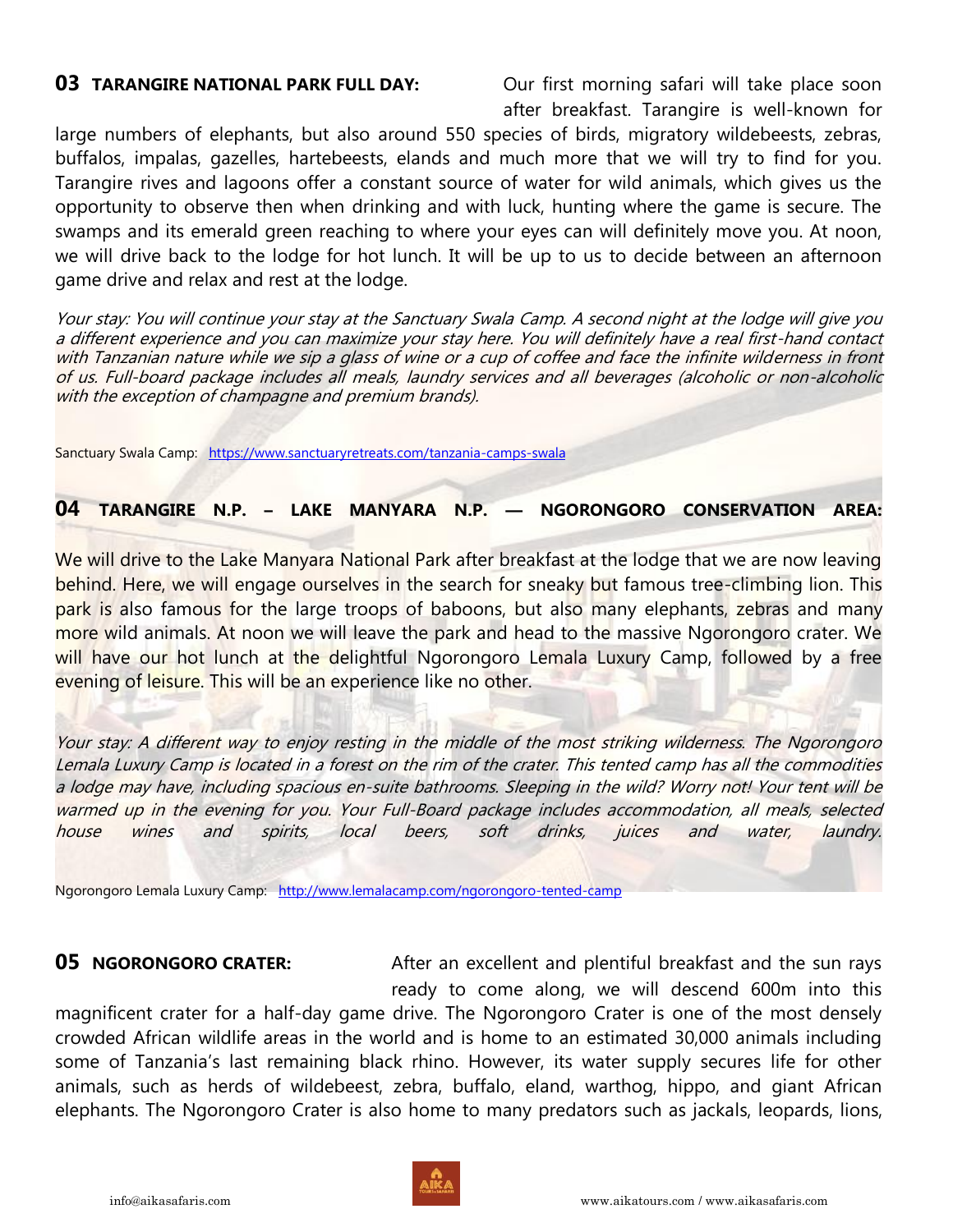**03 TARANGIRE NATIONAL PARK FULL DAY:** Our first morning safari will take place soon after breakfast. Tarangire is well-known for large numbers of elephants, but also around 550 species of birds, migratory wildebeests, zebras, buffalos, impalas, gazelles, hartebeests, elands and much more that we will try to find for you. Tarangire rives and lagoons offer a constant source of water for wild animals, which gives us the opportunity to observe then when drinking and with luck, hunting where the game is secure. The swamps and its emerald green reaching to where your eyes can will definitely move you. At noon, we will drive back to the lodge for hot lunch. It will be up to us to decide between an afternoon game drive and relax and rest at the lodge.

*Your stay: You will continue your stay at the Sanctuary Swala Camp. A second night at the lodge will give you a different experience and you can maximize your stay here. You will definitely have a real first-hand contact with Tanzanian nature while we sip a glass of wine or a cup of coffee and face the infinite wilderness in front of us. Full-board package includes all meals, laundry services and all beverages (alcoholic or non-alcoholic with the exception of champagne and premium brands).*

Sanctuary Swala Camp: https://www.sanctuaryretreats.com/tanzania-camps-swala

**04 TARANGIRE N.P. – LAKE MANYARA N.P. — NGORONGORO CONSERVATION AREA:**

We will drive to the Lake Manyara National Park after breakfast at the lodge that we are now leaving behind. Here, we will engage ourselves in the search for sneaky but famous tree-climbing lion. This park is also famous for the large troops of baboons, but also many elephants, zebras and many more wild animals. At noon we will leave the park and head to the massive Ngorongoro crater. We will have our hot lunch at the delightful Ngorongoro Lemala Luxury Camp, followed by a free evening of leisure. This will be an experience like no other.

*Your stay: A different way to enjoy resting in the middle of the most striking wilderness. The Ngorongoro Lemala Luxury Camp is located in a forest on the rim of the crater. This tented camp has all the commodities a lodge may have, including spacious en-suite bathrooms. Sleeping in the wild? Worry not! Your tent will be warmed up in the evening for you. Your Full-Board package includes accommodation, all meals, selected house wines and spirits, local beers, soft drinks, juices and water, laundry.*

Ngorongoro Lemala Luxury Camp: http://www.lemalacamp.com/ngorongoro-tented-camp

**05 NGORONGORO CRATER:** After an excellent and plentiful breakfast and the sun rays ready to come along, we will descend 600m into this magnificent crater for a half-day game drive. The Ngorongoro Crater is one of the most densely crowded African wildlife areas in the world and is home to an estimated 30,000 animals including some of Tanzania's last remaining black rhino. However, its water supply secures life for other animals, such as herds of wildebeest, zebra, buffalo, eland, warthog, hippo, and giant African elephants. The Ngorongoro Crater is also home to many predators such as jackals, leopards, lions,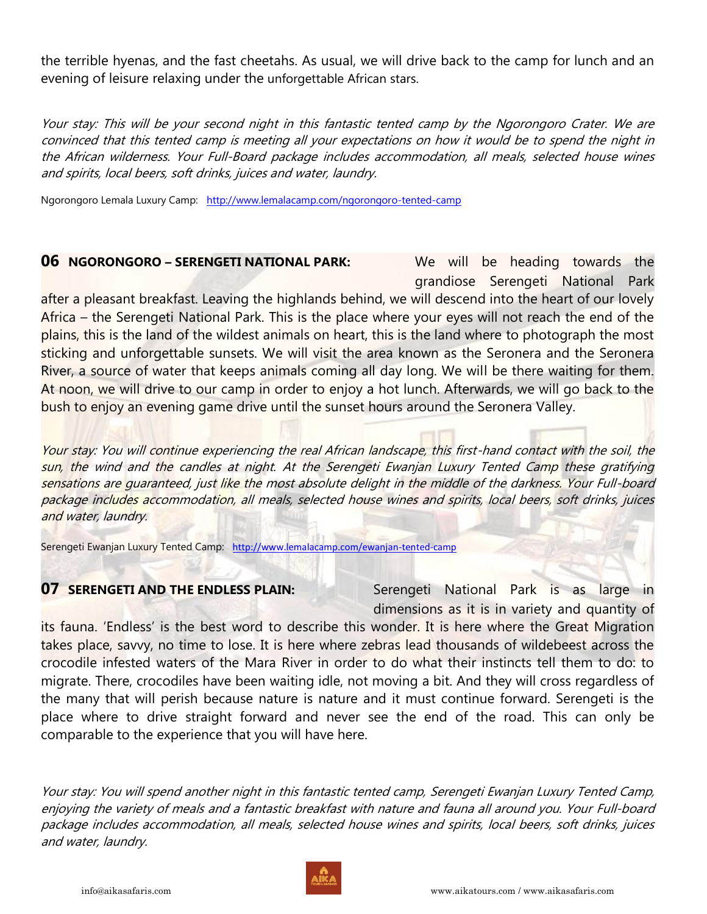the terrible hyenas, and the fast cheetahs. As usual, we will drive back to the camp for lunch and an evening of leisure relaxing under the unforgettable African stars.

*Your stay: This will be your second night in this fantastic tented camp by the Ngorongoro Crater. We are convinced that this tented camp is meeting all your expectations on how it would be to spend the night in the African wilderness. Your Full-Board package includes accommodation, all meals, selected house wines and spirits, local beers, soft drinks, juices and water, laundry.*

Ngorongoro Lemala Luxury Camp: http://www.lemalacamp.com/ngorongoro-tented-camp

## 06 NGORONGORO – SERENGETI NATIONAL PARK:

We will be heading towards the grandiose Serengeti National Park after a pleasant breakfast. Leaving the highlands behind, we will descend into the heart of our lovely Africa – the Serengeti National Park. This is the place where your eyes will not reach the end of the plains, this is the land of the wildest animals on heart, this is the land where to photograph the most sticking and unforgettable sunsets. We will visit the area known as the Seronera and the Seronera River, a source of water that keeps animals coming all day long. We will be there waiting for them. At noon, we will drive to our camp in order to enjoy a hot lunch. Afterwards, we will go back to the bush to enjoy an evening game drive until the sunset hours around the Seronera Valley.

*Your stay: You will continue experiencing the real African landscape, this first-hand contact with the soil, the sun, the wind and the candles at night. At the Serengeti Ewanjan Luxury Tented Camp these gratifying sensations are guaranteed, just like the most absolute delight in the middle of the darkness. Your Full-board package includes accommodation, all meals, selected house wines and spirits, local beers, soft drinks, juices and water, laundry.*

Serengeti Ewanjan Luxury Tented Camp: http://www.lemalacamp.com/ewanjan-tented-camp

## 07 SERENGETI AND THE ENDLESS PLAIN:

Serengeti National Park is as large in dimensions as it is in variety and quantity of its fauna. 'Endless' is the best word to describe this wonder. It is here where the Great Migration takes place, savvy, no time to lose. It is here where zebras lead thousands of wildebeest across the crocodile infested waters of the Mara River in order to do what their instincts tell them to do: to migrate. There, crocodiles have been waiting idle, not moving a bit. And they will cross regardless of the many that will perish because nature is nature and it must continue forward. Serengeti is the place where to drive straight forward and never see the end of the road. This can only be comparable to the experience that you will have here.

*Your stay: You will spend another night in this fantastic tented camp, Serengeti Ewanjan Luxury Tented Camp, enjoying the variety of meals and a fantastic breakfast with nature and fauna all around you. Your Full-board package includes accommodation, all meals, selected house wines and spirits, local beers, soft drinks, juices and water, laundry.*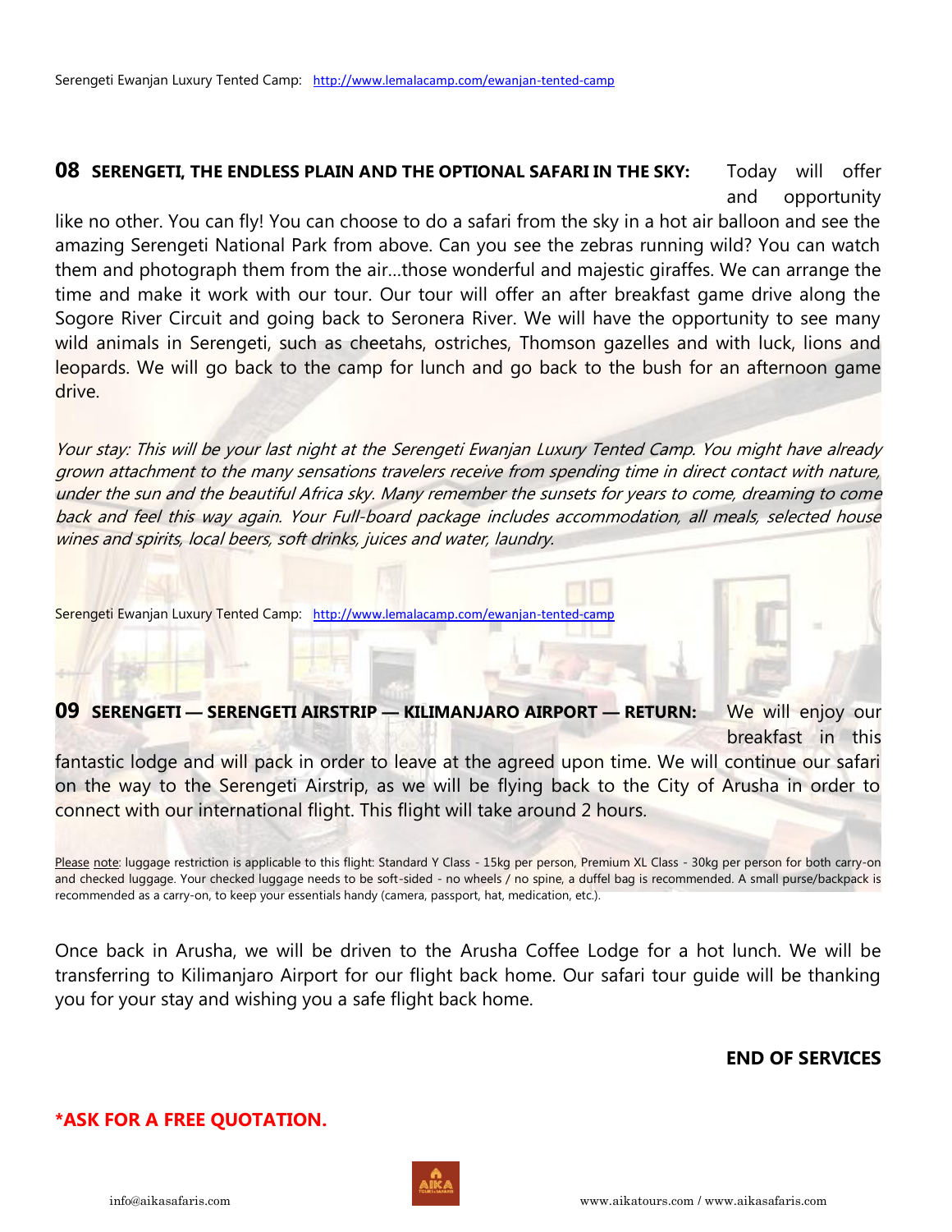Serengeti Ewanjan Luxury Tented Camp: [http://www.lemalacamp.com/ewanjan-tented-camp](http://www.lemalacamp.com/ewanjan-tented-camp)

**08 SERENGETI, THE ENDLESS PLAIN AND THE OPTIONAL SAFARI IN THE SKY:** Today will offer and opportunity like no other. You can fly! You can choose to do a safari from the sky in a hot air balloon and see the amazing Serengeti National Park from above. Can you see the zebras running wild? You can watch them and photograph them from the air…those wonderful and majestic giraffes. We can arrange the time and make it work with our tour. Our tour will offer an after breakfast game drive along the Sogore River Circuit and going back to Seronera River. We will have the opportunity to see many wild animals in Serengeti, such as cheetahs, ostriches, Thomson gazelles and with luck, lions and leopards. We will go back to the camp for lunch and go back to the bush for an afternoon game drive.

*Your stay: This will be your last night at the Serengeti Ewanjan Luxury Tented Camp. You might have already grown attachment to the many sensations travelers receive from spending time in direct contact with nature, under the sun and the beautiful Africa sky. Many remember the sunsets for years to come, dreaming to come back and feel this way again. Your Full-board package includes accommodation, all meals, selected house wines and spirits, local beers, soft drinks, juices and water, laundry.*

Serengeti Ewanjan Luxury Tented Camp: [http://www.lemalacamp.com/ewanjan-tented-camp](http://www.lemalacamp.com/ewanjan-tented-camp)

**09 SERENGETI — SERENGETI AIRSTRIP — KILIMANJARO AIRPORT — RETURN:** We will enjoy our breakfast in this fantastic lodge and will pack in order to leave at the agreed upon time. We will continue our safari on the way to the Serengeti Airstrip, as we will be flying back to the City of Arusha in order to connect with our international flight. This flight will take around 2 hours.

Please note: luggage restriction is applicable to this flight: Standard Y Class - 15kg per person, Premium XL Class - 30kg per person for both carry-on and checked luggage. Your checked luggage needs to be soft-sided - no wheels / no spine, a duffel bag is recommended. A small purse/backpack is recommended as a carry-on, to keep your essentials handy (camera, passport, hat, medication, etc.).

Once back in Arusha, we will be driven to the Arusha Coffee Lodge for a hot lunch. We will be transferring to Kilimanjaro Airport for our flight back home. Our safari tour guide will be thanking you for your stay and wishing you a safe flight back home.

**END OF SERVICES**

**\*ASK FOR A FREE QUOTATION.**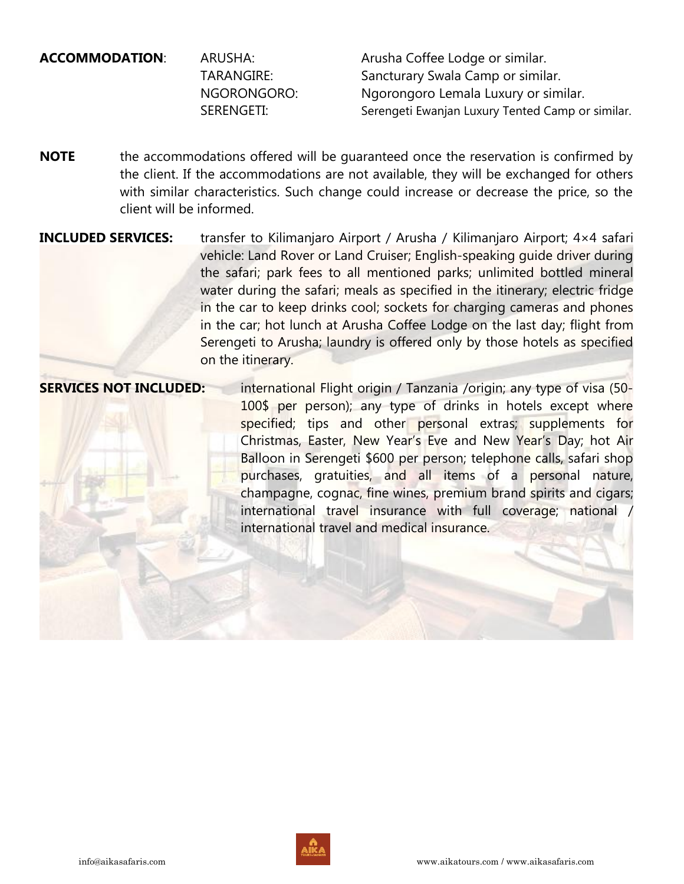**ACCOMMODATION**:

| | |
|---|---|
| ARUSHA: | Arusha Coffee Lodge or similar. |
| TARANGIRE: | Sancturary Swala Camp or similar. |
| NGORONGORO: | Ngorongoro Lemala Luxury or similar. |
| SERENGETI: | Serengeti Ewanjan Luxury Tented Camp or similar. |

**NOTE** the accommodations offered will be guaranteed once the reservation is confirmed by the client. If the accommodations are not available, they will be exchanged for others with similar characteristics. Such change could increase or decrease the price, so the client will be informed.

**INCLUDED SERVICES:** transfer to Kilimanjaro Airport / Arusha / Kilimanjaro Airport; 4×4 safari vehicle: Land Rover or Land Cruiser; English-speaking guide driver during the safari; park fees to all mentioned parks; unlimited bottled mineral water during the safari; meals as specified in the itinerary; electric fridge in the car to keep drinks cool; sockets for charging cameras and phones in the car; hot lunch at Arusha Coffee Lodge on the last day; flight from Serengeti to Arusha; laundry is offered only by those hotels as specified on the itinerary.

**SERVICES NOT INCLUDED:** international Flight origin / Tanzania /origin; any type of visa (50-100$ per person); any type of drinks in hotels except where specified; tips and other personal extras; supplements for Christmas, Easter, New Year's Eve and New Year's Day; hot Air Balloon in Serengeti $600 per person; telephone calls, safari shop purchases, gratuities, and all items of a personal nature, champagne, cognac, fine wines, premium brand spirits and cigars; international travel insurance with full coverage; national / international travel and medical insurance.

info@aikasafaris.com www.aikatours.com / www.aikasafaris.com